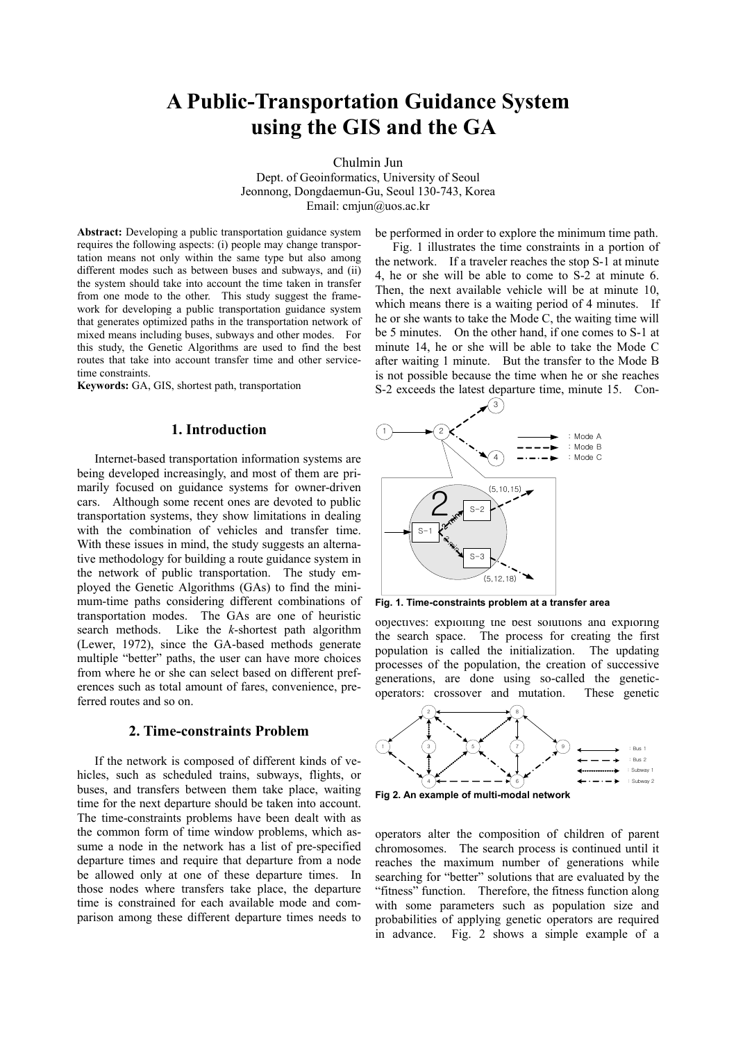# A Public-Transportation Guidance System using the GIS and the GA

Chulmin Jun
Dept. of Geoinformatics, University of Seoul
Jeonnong, Dongdaemun-Gu, Seoul 130-743, Korea
Email: cmjun@uos.ac.kr

**Abstract:** Developing a public transportation guidance system requires the following aspects: (i) people may change transportation means not only within the same type but also among different modes such as between buses and subways, and (ii) the system should take into account the time taken in transfer from one mode to the other. This study suggest the framework for developing a public transportation guidance system that generates optimized paths in the transportation network of mixed means including buses, subways and other modes. For this study, the Genetic Algorithms are used to find the best routes that take into account transfer time and other service-time constraints.

**Keywords:** GA, GIS, shortest path, transportation

## 1. Introduction

Internet-based transportation information systems are being developed increasingly, and most of them are primarily focused on guidance systems for owner-driven cars. Although some recent ones are devoted to public transportation systems, they show limitations in dealing with the combination of vehicles and transfer time. With these issues in mind, the study suggests an alternative methodology for building a route guidance system in the network of public transportation. The study employed the Genetic Algorithms (GAs) to find the minimum-time paths considering different combinations of transportation modes. The GAs are one of heuristic search methods. Like the *k*-shortest path algorithm (Lewer, 1972), since the GA-based methods generate multiple "better" paths, the user can have more choices from where he or she can select based on different preferences such as total amount of fares, convenience, preferred routes and so on.

## 2. Time-constraints Problem

If the network is composed of different kinds of vehicles, such as scheduled trains, subways, flights, or buses, and transfers between them take place, waiting time for the next departure should be taken into account. The time-constraints problems have been dealt with as the common form of time window problems, which assume a node in the network has a list of pre-specified departure times and require that departure from a node be allowed only at one of these departure times. In those nodes where transfers take place, the departure time is constrained for each available mode and comparison among these different departure times needs to be performed in order to explore the minimum time path.

Fig. 1 illustrates the time constraints in a portion of the network. If a traveler reaches the stop S-1 at minute 4, he or she will be able to come to S-2 at minute 6. Then, the next available vehicle will be at minute 10, which means there is a waiting period of 4 minutes. If he or she wants to take the Mode C, the waiting time will be 5 minutes. On the other hand, if one comes to S-1 at minute 14, he or she will be able to take the Mode C after waiting 1 minute. But the transfer to the Mode B is not possible because the time when he or she reaches S-2 exceeds the latest departure time, minute 15. Considering...

**Fig. 1. Time-constraints problem at a transfer area**

objectives: exploiting the best solutions and exploring the search space. The process for creating the first population is called the initialization. The updating processes of the population, the creation of successive generations, are done using so-called the genetic-operators: crossover and mutation. These genetic

**Fig 2. An example of multi-modal network**

operators alter the composition of children of parent chromosomes. The search process is continued until it reaches the maximum number of generations while searching for "better" solutions that are evaluated by the "fitness" function. Therefore, the fitness function along with some parameters such as population size and probabilities of applying genetic operators are required in advance. Fig. 2 shows a simple example of a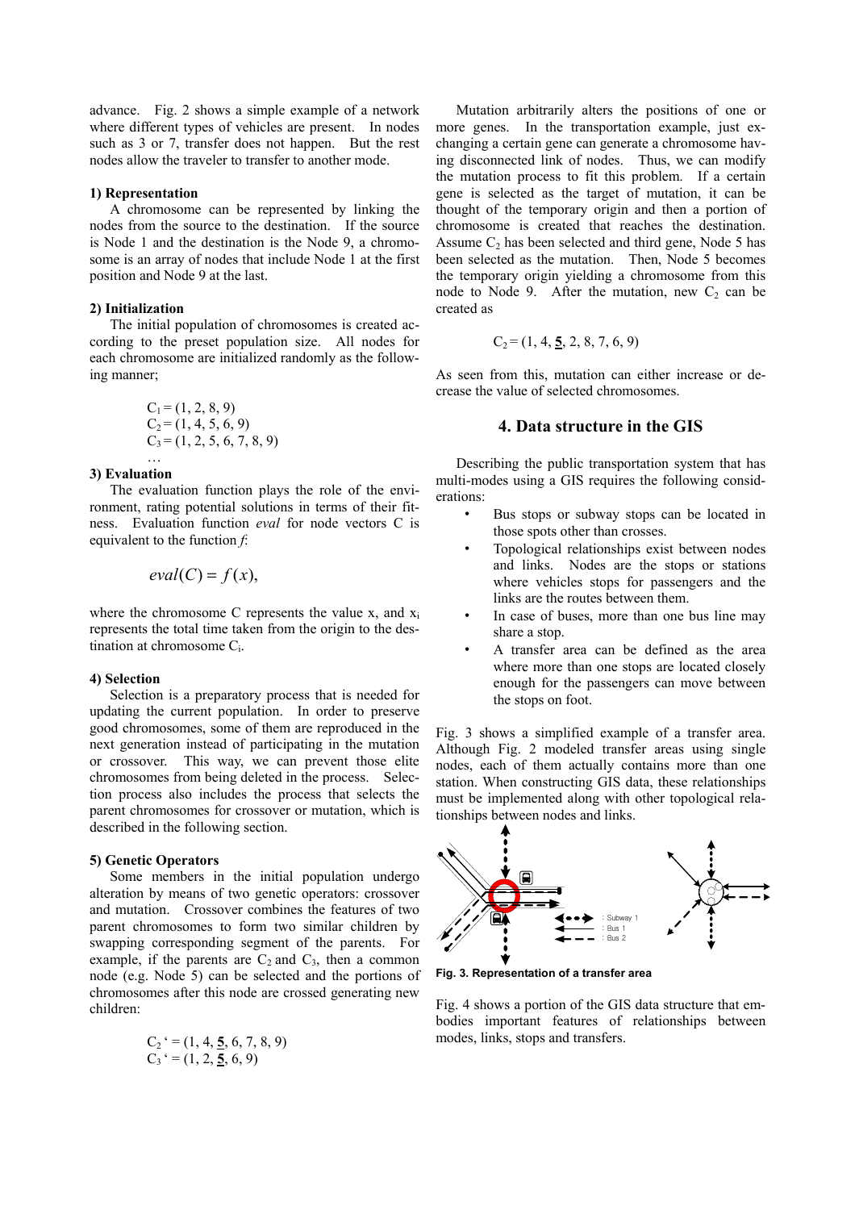advance. Fig. 2 shows a simple example of a network where different types of vehicles are present. In nodes such as 3 or 7, transfer does not happen. But the rest nodes allow the traveler to transfer to another mode.

#### 1) Representation

A chromosome can be represented by linking the nodes from the source to the destination. If the source is Node 1 and the destination is the Node 9, a chromosome is an array of nodes that include Node 1 at the first position and Node 9 at the last.

#### 2) Initialization

The initial population of chromosomes is created according to the preset population size. All nodes for each chromosome are initialized randomly as the following manner;

$$
\begin{aligned}
C_1 &= (1, 2, 8, 9) \\
C_2 &= (1, 4, 5, 6, 9) \\
C_3 &= (1, 2, 5, 6, 7, 8, 9) \\
&\ldots
\end{aligned}
$$

#### 3) Evaluation

The evaluation function plays the role of the environment, rating potential solutions in terms of their fitness. Evaluation function *eval* for node vectors C is equivalent to the function *f*:

$$eval(C) = f(x),$$

where the chromosome C represents the value x, and $x_i$ represents the total time taken from the origin to the destination at chromosome $C_i$.

#### 4) Selection

Selection is a preparatory process that is needed for updating the current population. In order to preserve good chromosomes, some of them are reproduced in the next generation instead of participating in the mutation or crossover. This way, we can prevent those elite chromosomes from being deleted in the process. Selection process also includes the process that selects the parent chromosomes for crossover or mutation, which is described in the following section.

#### 5) Genetic Operators

Some members in the initial population undergo alteration by means of two genetic operators: crossover and mutation. Crossover combines the features of two parent chromosomes to form two similar children by swapping corresponding segment of the parents. For example, if the parents are $C_2$ and $C_3$, then a common node (e.g. Node 5) can be selected and the portions of chromosomes after this node are crossed generating new children:

$$
\begin{aligned}
C_2' &= (1, 4, \underline{\mathbf{5}}, 6, 7, 8, 9) \\
C_3' &= (1, 2, \underline{\mathbf{5}}, 6, 9)
\end{aligned}
$$

Mutation arbitrarily alters the positions of one or more genes. In the transportation example, just exchanging a certain gene can generate a chromosome having disconnected link of nodes. Thus, we can modify the mutation process to fit this problem. If a certain gene is selected as the target of mutation, it can be thought of the temporary origin and then a portion of chromosome is created that reaches the destination. Assume $C_2$ has been selected and third gene, Node 5 has been selected as the mutation. Then, Node 5 becomes the temporary origin yielding a chromosome from this node to Node 9. After the mutation, new $C_2$ can be created as

$$C_2 = (1, 4, \underline{\mathbf{5}}, 2, 8, 7, 6, 9)$$

As seen from this, mutation can either increase or decrease the value of selected chromosomes.

## 4. Data structure in the GIS

Describing the public transportation system that has multi-modes using a GIS requires the following considerations:

- Bus stops or subway stops can be located in those spots other than crosses.
- Topological relationships exist between nodes and links. Nodes are the stops or stations where vehicles stops for passengers and the links are the routes between them.
- In case of buses, more than one bus line may share a stop.
- A transfer area can be defined as the area where more than one stops are located closely enough for the passengers can move between the stops on foot.

Fig. 3 shows a simplified example of a transfer area. Although Fig. 2 modeled transfer areas using single nodes, each of them actually contains more than one station. When constructing GIS data, these relationships must be implemented along with other topological relationships between nodes and links.

: Subway 1
: Bus 1
: Bus 2

**Fig. 3. Representation of a transfer area**

Fig. 4 shows a portion of the GIS data structure that embodies important features of relationships between modes, links, stops and transfers.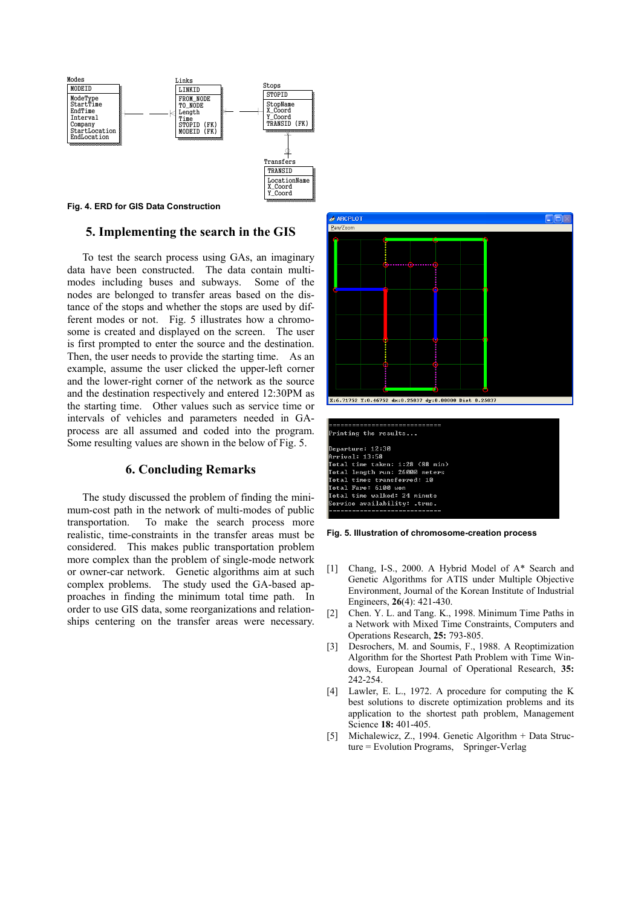Modes

MODEID

ModeType
StartTime
EndTime
Interval
Company
StartLocation
EndLocation

Links

LINKID

FROM_NODE
TO_NODE
Length
Time
STOPID (FK)
MODEID (FK)

Stops

STOPID

StopName
X_Coord
Y_Coord
TRANSID (FK)

Transfers

TRANSID

LocationName
X_Coord
Y_Coord

**Fig. 4. ERD for GIS Data Construction**

## 5. Implementing the search in the GIS

To test the search process using GAs, an imaginary data have been constructed. The data contain multi-modes including buses and subways. Some of the nodes are belonged to transfer areas based on the distance of the stops and whether the stops are used by different modes or not. Fig. 5 illustrates how a chromosome is created and displayed on the screen. The user is first prompted to enter the source and the destination. Then, the user needs to provide the starting time. As an example, assume the user clicked the upper-left corner and the lower-right corner of the network as the source and the destination respectively and entered 12:30PM as the starting time. Other values such as service time or intervals of vehicles and parameters needed in GA-process are all assumed and coded into the program. Some resulting values are shown in the below of Fig. 5.

## 6. Concluding Remarks

The study discussed the problem of finding the minimum-cost path in the network of multi-modes of public transportation. To make the search process more realistic, time-constraints in the transfer areas must be considered. This makes public transportation problem more complex than the problem of single-mode network or owner-car network. Genetic algorithms aim at such complex problems. The study used the GA-based approaches in finding the minimum total time path. In order to use GIS data, some reorganizations and relationships centering on the transfer areas were necessary.

ARCPLOT

Pan/Zoom

X:6.71752 Y:0.46752 dx:0.25837 dy:0.00000 Dist 0.25837

```
============================
Printing the results...

Departure: 12:30
Arrival: 13:58
Total time taken: 1:28 (88 min)
Total length run: 26000 meters
Total times transferred: 10
Total Fare: 6100 won
Total time walked: 24 minuts
Service availability: .true.
----------------------------
```

**Fig. 5. Illustration of chromosome-creation process**

[1] Chang, I-S., 2000. A Hybrid Model of A* Search and Genetic Algorithms for ATIS under Multiple Objective Environment, Journal of the Korean Institute of Industrial Engineers, **26**(4): 421-430.

[2] Chen. Y. L. and Tang. K., 1998. Minimum Time Paths in a Network with Mixed Time Constraints, Computers and Operations Research, **25:** 793-805.

[3] Desrochers, M. and Soumis, F., 1988. A Reoptimization Algorithm for the Shortest Path Problem with Time Windows, European Journal of Operational Research, **35:** 242-254.

[4] Lawler, E. L., 1972. A procedure for computing the K best solutions to discrete optimization problems and its application to the shortest path problem, Management Science **18:** 401-405.

[5] Michalewicz, Z., 1994. Genetic Algorithm + Data Structure = Evolution Programs, Springer-Verlag